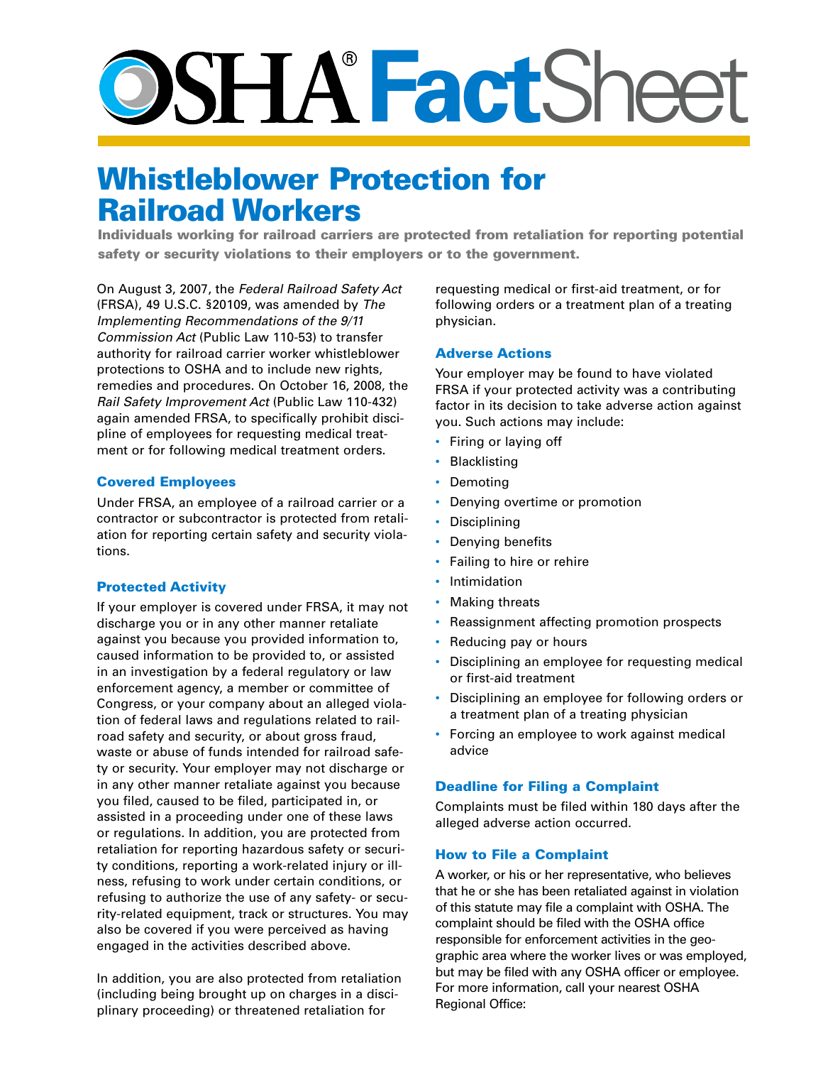# OSHA® FactSheet

# Whistleblower Protection for Railroad Workers

**Individuals working for railroad carriers are protected from retaliation for reporting potential safety or security violations to their employers or to the government.**

On August 3, 2007, the *Federal Railroad Safety Act* (FRSA), 49 U.S.C. §20109, was amended by *The Implementing Recommendations of the 9/11 Commission Act* (Public Law 110-53) to transfer authority for railroad carrier worker whistleblower protections to OSHA and to include new rights, remedies and procedures. On October 16, 2008, the *Rail Safety Improvement Act* (Public Law 110-432) again amended FRSA, to specifically prohibit discipline of employees for requesting medical treatment or for following medical treatment orders.

## Covered Employees

Under FRSA, an employee of a railroad carrier or a contractor or subcontractor is protected from retaliation for reporting certain safety and security violations.

## Protected Activity

If your employer is covered under FRSA, it may not discharge you or in any other manner retaliate against you because you provided information to, caused information to be provided to, or assisted in an investigation by a federal regulatory or law enforcement agency, a member or committee of Congress, or your company about an alleged violation of federal laws and regulations related to railroad safety and security, or about gross fraud, waste or abuse of funds intended for railroad safety or security. Your employer may not discharge or in any other manner retaliate against you because you filed, caused to be filed, participated in, or assisted in a proceeding under one of these laws or regulations. In addition, you are protected from retaliation for reporting hazardous safety or security conditions, reporting a work-related injury or illness, refusing to work under certain conditions, or refusing to authorize the use of any safety- or security-related equipment, track or structures. You may also be covered if you were perceived as having engaged in the activities described above.

In addition, you are also protected from retaliation (including being brought up on charges in a disciplinary proceeding) or threatened retaliation for requesting medical or first-aid treatment, or for following orders or a treatment plan of a treating physician.

## Adverse Actions

Your employer may be found to have violated FRSA if your protected activity was a contributing factor in its decision to take adverse action against you. Such actions may include:

- Firing or laying off
- Blacklisting
- Demoting
- Denying overtime or promotion
- Disciplining
- Denying benefits
- Failing to hire or rehire
- Intimidation
- Making threats
- Reassignment affecting promotion prospects
- Reducing pay or hours
- Disciplining an employee for requesting medical or first-aid treatment
- Disciplining an employee for following orders or a treatment plan of a treating physician
- Forcing an employee to work against medical advice

## Deadline for Filing a Complaint

Complaints must be filed within 180 days after the alleged adverse action occurred.

## How to File a Complaint

A worker, or his or her representative, who believes that he or she has been retaliated against in violation of this statute may file a complaint with OSHA. The complaint should be filed with the OSHA office responsible for enforcement activities in the geographic area where the worker lives or was employed, but may be filed with any OSHA officer or employee. For more information, call your nearest OSHA Regional Office: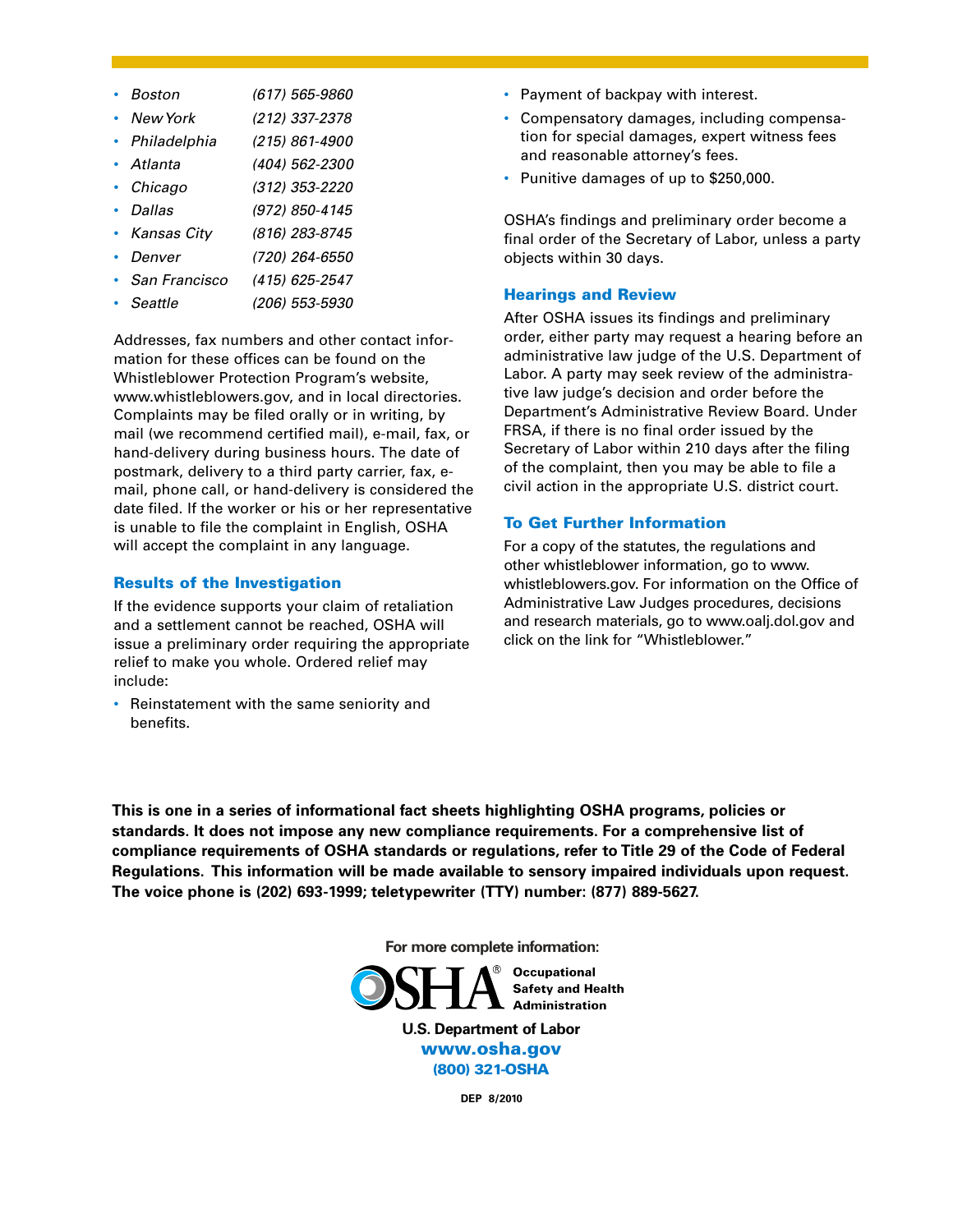- *Boston* *(617) 565-9860*
- *New York* *(212) 337-2378*
- *Philadelphia* *(215) 861-4900*
- *Atlanta* *(404) 562-2300*
- *Chicago* *(312) 353-2220*
- *Dallas* *(972) 850-4145*
- *Kansas City* *(816) 283-8745*
- *Denver* *(720) 264-6550*
- *San Francisco* *(415) 625-2547*
- *Seattle* *(206) 553-5930*

Addresses, fax numbers and other contact information for these offices can be found on the Whistleblower Protection Program's website, www.whistleblowers.gov, and in local directories. Complaints may be filed orally or in writing, by mail (we recommend certified mail), e-mail, fax, or hand-delivery during business hours. The date of postmark, delivery to a third party carrier, fax, e-mail, phone call, or hand-delivery is considered the date filed. If the worker or his or her representative is unable to file the complaint in English, OSHA will accept the complaint in any language.

### Results of the Investigation

If the evidence supports your claim of retaliation and a settlement cannot be reached, OSHA will issue a preliminary order requiring the appropriate relief to make you whole. Ordered relief may include:

- Reinstatement with the same seniority and benefits.
- Payment of backpay with interest.
- Compensatory damages, including compensation for special damages, expert witness fees and reasonable attorney's fees.
- Punitive damages of up to $250,000.

OSHA's findings and preliminary order become a final order of the Secretary of Labor, unless a party objects within 30 days.

### Hearings and Review

After OSHA issues its findings and preliminary order, either party may request a hearing before an administrative law judge of the U.S. Department of Labor. A party may seek review of the administrative law judge's decision and order before the Department's Administrative Review Board. Under FRSA, if there is no final order issued by the Secretary of Labor within 210 days after the filing of the complaint, then you may be able to file a civil action in the appropriate U.S. district court.

### To Get Further Information

For a copy of the statutes, the regulations and other whistleblower information, go to www.whistleblowers.gov. For information on the Office of Administrative Law Judges procedures, decisions and research materials, go to www.oalj.dol.gov and click on the link for "Whistleblower."

**This is one in a series of informational fact sheets highlighting OSHA programs, policies or standards. It does not impose any new compliance requirements. For a comprehensive list of compliance requirements of OSHA standards or regulations, refer to Title 29 of the Code of Federal Regulations. This information will be made available to sensory impaired individuals upon request. The voice phone is (202) 693-1999; teletypewriter (TTY) number: (877) 889-5627.**

**For more complete information:**

**OSHA® Occupational Safety and Health Administration**

**U.S. Department of Labor**

**www.osha.gov**

**(800) 321-OSHA**

**DEP 8/2010**